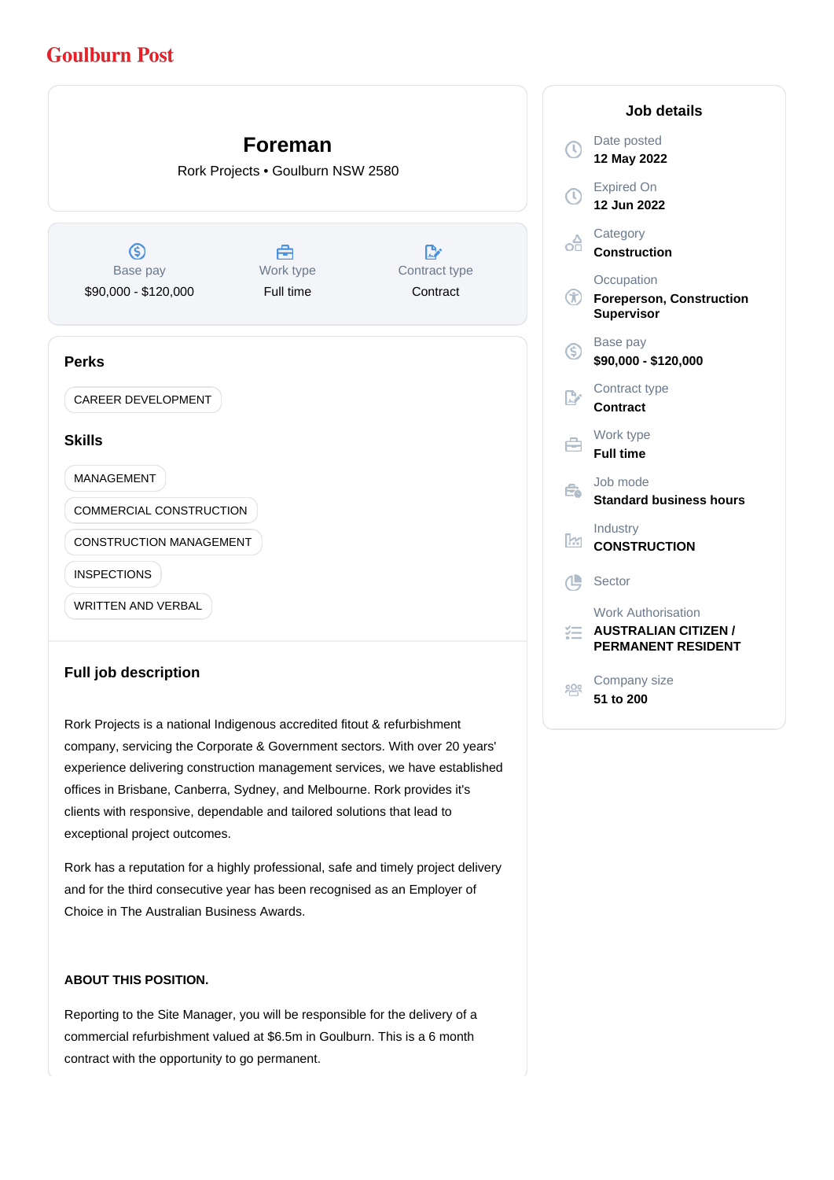**Goulburn Post**

# Foreman

Rork Projects • Goulburn NSW 2580

| Base pay | Work type | Contract type |
|---|---|---|
| $90,000 - $120,000 | Full time | Contract |

## Perks

CAREER DEVELOPMENT

## Skills

MANAGEMENT

COMMERCIAL CONSTRUCTION

CONSTRUCTION MANAGEMENT

INSPECTIONS

WRITTEN AND VERBAL

## Full job description

Rork Projects is a national Indigenous accredited fitout & refurbishment company, servicing the Corporate & Government sectors. With over 20 years' experience delivering construction management services, we have established offices in Brisbane, Canberra, Sydney, and Melbourne. Rork provides it's clients with responsive, dependable and tailored solutions that lead to exceptional project outcomes.

Rork has a reputation for a highly professional, safe and timely project delivery and for the third consecutive year has been recognised as an Employer of Choice in The Australian Business Awards.

**ABOUT THIS POSITION.**

Reporting to the Site Manager, you will be responsible for the delivery of a commercial refurbishment valued at $6.5m in Goulburn. This is a 6 month contract with the opportunity to go permanent.

## Job details

Date posted
**12 May 2022**

Expired On
**12 Jun 2022**

Category
**Construction**

Occupation
**Foreperson, Construction Supervisor**

Base pay
**$90,000 - $120,000**

Contract type
**Contract**

Work type
**Full time**

Job mode
**Standard business hours**

Industry
**CONSTRUCTION**

Sector

Work Authorisation
**AUSTRALIAN CITIZEN / PERMANENT RESIDENT**

Company size
**51 to 200**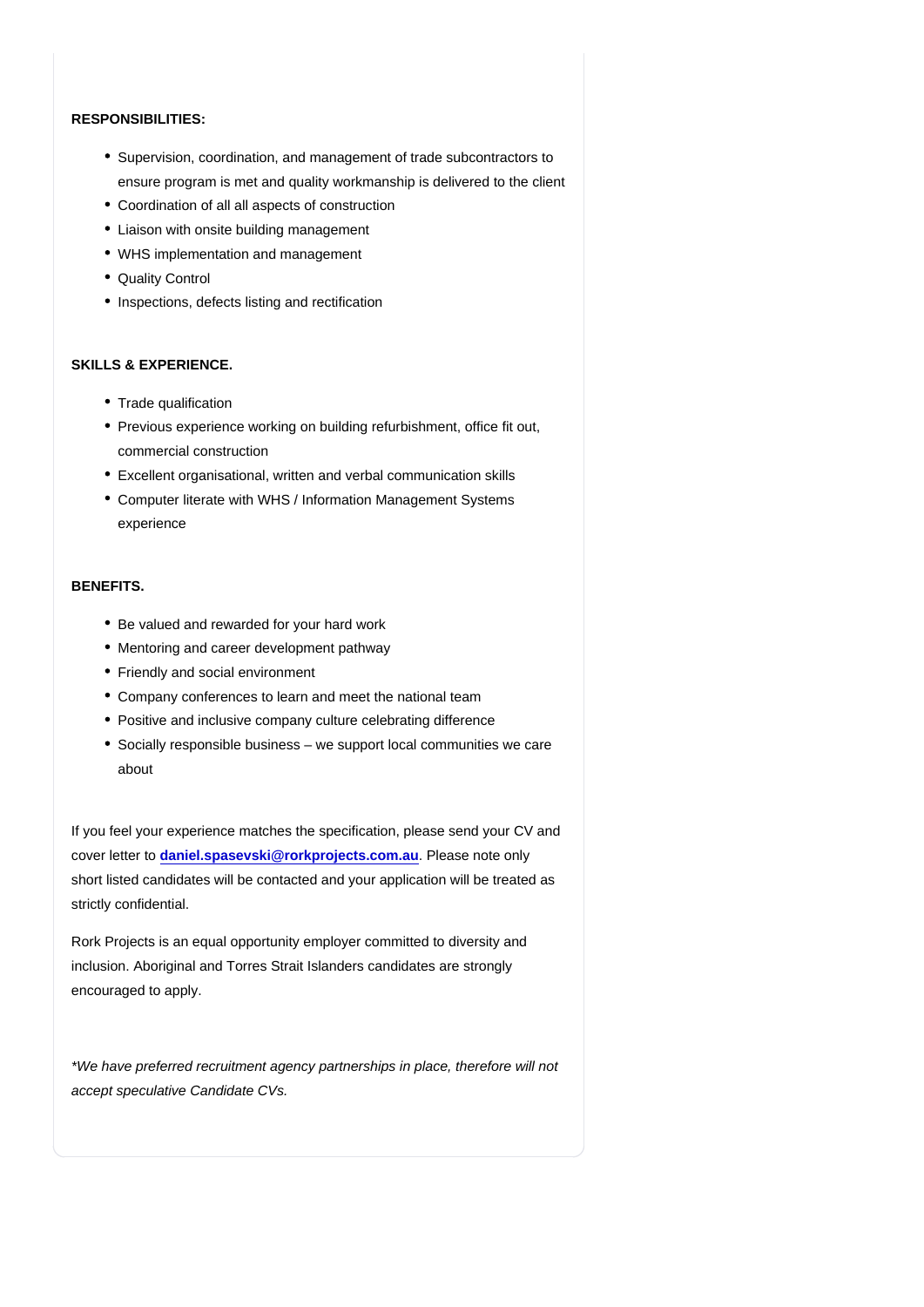**RESPONSIBILITIES:**

- Supervision, coordination, and management of trade subcontractors to ensure program is met and quality workmanship is delivered to the client
- Coordination of all all aspects of construction
- Liaison with onsite building management
- WHS implementation and management
- Quality Control
- Inspections, defects listing and rectification

**SKILLS & EXPERIENCE.**

- Trade qualification
- Previous experience working on building refurbishment, office fit out, commercial construction
- Excellent organisational, written and verbal communication skills
- Computer literate with WHS / Information Management Systems experience

**BENEFITS.**

- Be valued and rewarded for your hard work
- Mentoring and career development pathway
- Friendly and social environment
- Company conferences to learn and meet the national team
- Positive and inclusive company culture celebrating difference
- Socially responsible business – we support local communities we care about

If you feel your experience matches the specification, please send your CV and cover letter to **daniel.spasevski@rorkprojects.com.au**. Please note only short listed candidates will be contacted and your application will be treated as strictly confidential.

Rork Projects is an equal opportunity employer committed to diversity and inclusion. Aboriginal and Torres Strait Islanders candidates are strongly encouraged to apply.

*\*We have preferred recruitment agency partnerships in place, therefore will not accept speculative Candidate CVs.*